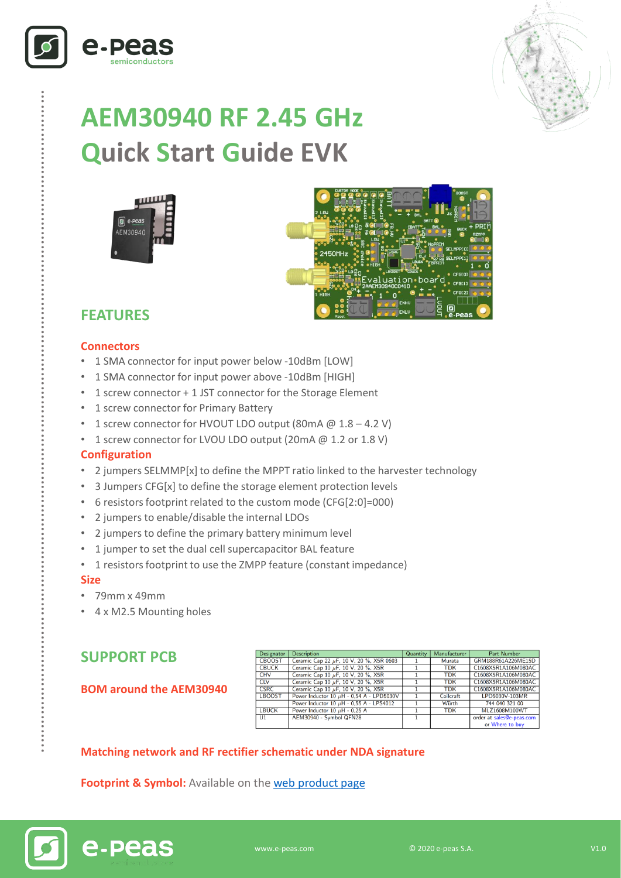# AEM30940 RF 2.45 GHz Quick Start Guide EVK

## FEATURES

### Connectors

- 1 SMA connector for input power below -10dBm [LOW]
- 1 SMA connector for input power above -10dBm [HIGH]
- 1 screw connector + 1 JST connector for the Storage Element
- 1 screw connector for Primary Battery
- 1 screw connector for HVOUT LDO output (80mA @ 1.8 – 4.2 V)
- 1 screw connector for LVOU LDO output (20mA @ 1.2 or 1.8 V)

### Configuration

- 2 jumpers SELMMP[x] to define the MPPT ratio linked to the harvester technology
- 3 Jumpers CFG[x] to define the storage element protection levels
- 6 resistors footprint related to the custom mode (CFG[2:0]=000)
- 2 jumpers to enable/disable the internal LDOs
- 2 jumpers to define the primary battery minimum level
- 1 jumper to set the dual cell supercapacitor BAL feature
- 1 resistors footprint to use the ZMPP feature (constant impedance)

### Size

- 79mm x 49mm
- 4 x M2.5 Mounting holes

## SUPPORT PCB

### BOM around the AEM30940

| Designator | Description | Quantity | Manufacturer | Part Number |
|---|---|---|---|---|
| CBOOST | Ceramic Cap 22 µF, 10 V, 20 %, X5R 0603 | 1 | Murata | GRM188R61A226ME15D |
| CBUCK | Ceramic Cap 10 µF, 10 V, 20 %, X5R | 1 | TDK | C1608X5R1A106M080AC |
| CHV | Ceramic Cap 10 µF, 10 V, 20 %, X5R | 1 | TDK | C1608X5R1A106M080AC |
| CLV | Ceramic Cap 10 µF, 10 V, 20 %, X5R | 1 | TDK | C1608X5R1A106M080AC |
| CSRC | Ceramic Cap 10 µF, 10 V, 20 %, X5R | 1 | TDK | C1608X5R1A106M080AC |
| LBOOST | Power Inductor 10 µH - 0.54 A - LPD5030V | 1 | Coilcraft | LPD5030V-103MR |
| | Power Inductor 10 µH - 0.55 A - LPS4012 | 1 | Würth | 744 040 321 00 |
| LBUCK | Power Inductor 10 µH - 0.25 A | 1 | TDK | MLZ1608M100WT |
| U1 | AEM30940 - Symbol QFN28 | 1 | | order at sales@e-peas.com or Where to buy |

### Matching network and RF rectifier schematic under NDA signature

**Footprint & Symbol:** Available on the web product page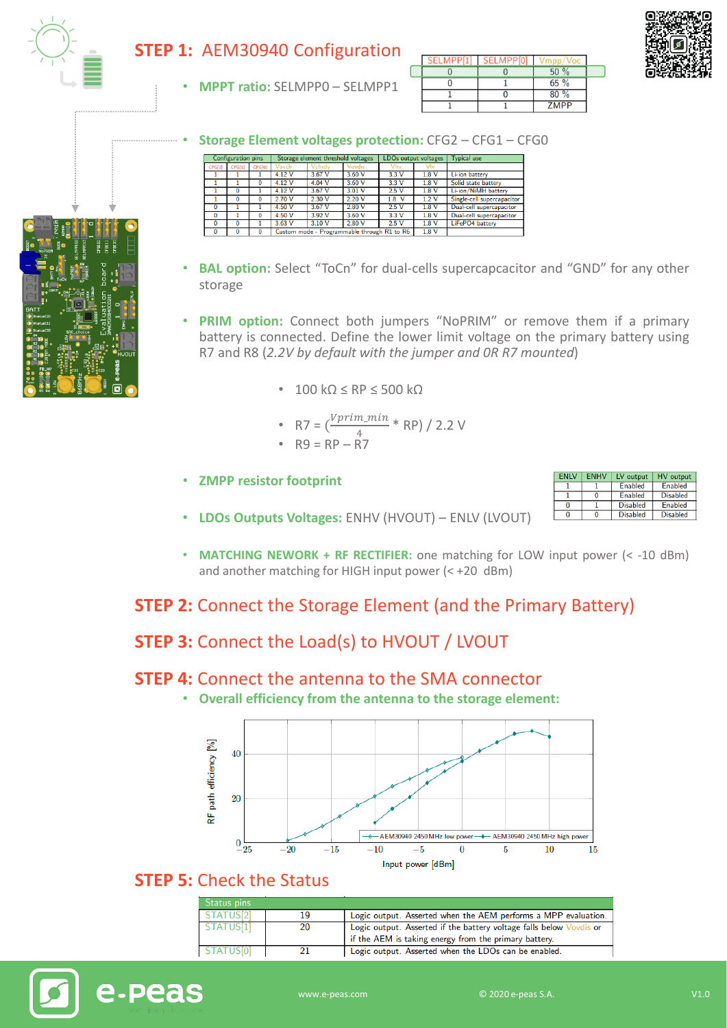## STEP 1: AEM30940 Configuration

- **MPPT ratio:** SELMPP0 – SELMPP1

| SELMPP[1] | SELMPP[0] | Vmpp/Voc |
|---|---|---|
| 0 | 0 | 50 % |
| 0 | 1 | 65 % |
| 1 | 0 | 80 % |
| 1 | 1 | ZMPP |

- **Storage Element voltages protection:** CFG2 – CFG1 – CFG0

| Configuration pins | | | Storage element threshold voltages | | | LDOs output voltages | | Typical use |
|---|---|---|---|---|---|---|---|---|
| CFG[2] | CFG[1] | CFG[0] | Vovch | Vchrdy | Vovdis | Vhv | Vlv | |
| 1 | 1 | 1 | 4.12 V | 3.67 V | 3.60 V | 3.3 V | 1.8 V | Li-ion battery |
| 1 | 1 | 0 | 4.12 V | 4.04 V | 3.60 V | 3.3 V | 1.8 V | Solid state battery |
| 1 | 0 | 1 | 4.12 V | 3.67 V | 3.01 V | 2.5 V | 1.8 V | Li-ion/NiMH battery |
| 1 | 0 | 0 | 2.70 V | 2.30 V | 2.20 V | 1.8 V | 1.2 V | Single-cell supercapacitor |
| 0 | 1 | 1 | 4.50 V | 3.67 V | 2.80 V | 2.5 V | 1.8 V | Dual-cell supercapacitor |
| 0 | 1 | 0 | 4.50 V | 3.92 V | 3.60 V | 3.3 V | 1.8 V | Dual-cell supercapacitor |
| 0 | 0 | 1 | 3.63 V | 3.10 V | 2.80 V | 2.5 V | 1.8 V | LiFePO4 battery |
| 0 | 0 | 0 | Custom mode - Programmable through R1 to R6 | | | | 1.8 V | |

- **BAL option:** Select “ToCn” for dual-cells supercapcacitor and “GND” for any other storage

- **PRIM option:** Connect both jumpers “NoPRIM” or remove them if a primary battery is connected. Define the lower limit voltage on the primary battery using R7 and R8 (*2.2V by default with the jumper and 0R R7 mounted*)

  - 100 kΩ ≤ RP ≤ 500 kΩ
  - $R7 = (\frac{Vprim\_min}{4} * RP) / 2.2\ V$
  - R9 = RP – R7

- **ZMPP resistor footprint**

- **LDOs Outputs Voltages:** ENHV (HVOUT) – ENLV (LVOUT)

| ENLV | ENHV | LV output | HV output |
|---|---|---|---|
| 1 | 1 | Enabled | Enabled |
| 1 | 0 | Enabled | Disabled |
| 0 | 1 | Disabled | Enabled |
| 0 | 0 | Disabled | Disabled |

- **MATCHING NEWORK + RF RECTIFIER:** one matching for LOW input power (< -10 dBm) and another matching for HIGH input power (< +20 dBm)

## STEP 2: Connect the Storage Element (and the Primary Battery)

## STEP 3: Connect the Load(s) to HVOUT / LVOUT

## STEP 4: Connect the antenna to the SMA connector

- **Overall efficiency from the antenna to the storage element:**

RF path efficiency [%]
0
20
40
−25 −20 −15 −10 −5 0 5 10 15
Input power [dBm]
AEM30940 2450 MHz low power
AEM30940 2450 MHz high power

## STEP 5: Check the Status

| Status pins | | |
|---|---|---|
| STATUS[2] | 19 | Logic output. Asserted when the AEM performs a MPP evaluation. |
| STATUS[1] | 20 | Logic output. Asserted if the battery voltage falls below Vovdis or if the AEM is taking energy from the primary battery. |
| STATUS[0] | 21 | Logic output. Asserted when the LDOs can be enabled. |